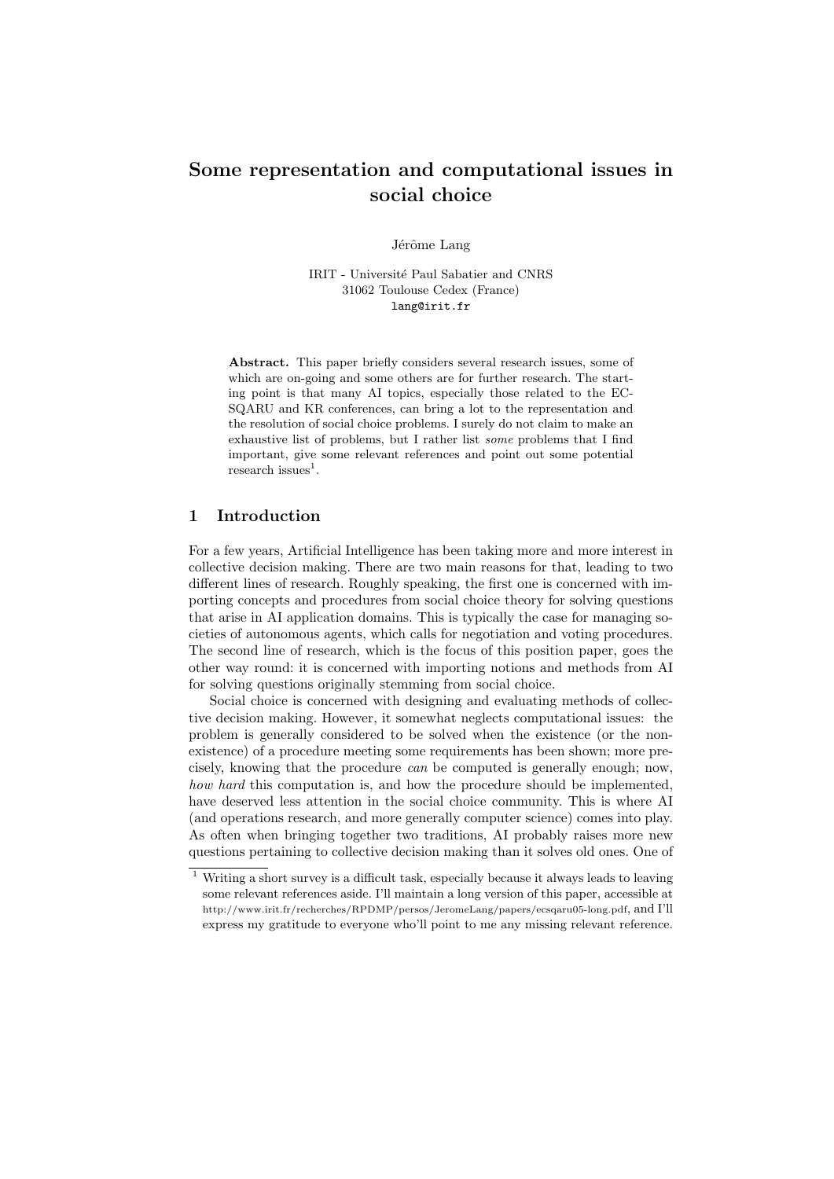# Some representation and computational issues in social choice

Jérôme Lang

IRIT - Université Paul Sabatier and CNRS
31062 Toulouse Cedex (France)
lang@irit.fr

**Abstract.** This paper briefly considers several research issues, some of which are on-going and some others are for further research. The starting point is that many AI topics, especially those related to the ECSQARU and KR conferences, can bring a lot to the representation and the resolution of social choice problems. I surely do not claim to make an exhaustive list of problems, but I rather list *some* problems that I find important, give some relevant references and point out some potential research issues[1].

## 1 Introduction

For a few years, Artificial Intelligence has been taking more and more interest in collective decision making. There are two main reasons for that, leading to two different lines of research. Roughly speaking, the first one is concerned with importing concepts and procedures from social choice theory for solving questions that arise in AI application domains. This is typically the case for managing societies of autonomous agents, which calls for negotiation and voting procedures. The second line of research, which is the focus of this position paper, goes the other way round: it is concerned with importing notions and methods from AI for solving questions originally stemming from social choice.

Social choice is concerned with designing and evaluating methods of collective decision making. However, it somewhat neglects computational issues: the problem is generally considered to be solved when the existence (or the non-existence) of a procedure meeting some requirements has been shown; more precisely, knowing that the procedure *can* be computed is generally enough; now, *how hard* this computation is, and how the procedure should be implemented, have deserved less attention in the social choice community. This is where AI (and operations research, and more generally computer science) comes into play. As often when bringing together two traditions, AI probably raises more new questions pertaining to collective decision making than it solves old ones. One of

[1] Writing a short survey is a difficult task, especially because it always leads to leaving some relevant references aside. I'll maintain a long version of this paper, accessible at http://www.irit.fr/recherches/RPDMP/persos/JeromeLang/papers/ecsqaru05-long.pdf, and I'll express my gratitude to everyone who'll point to me any missing relevant reference.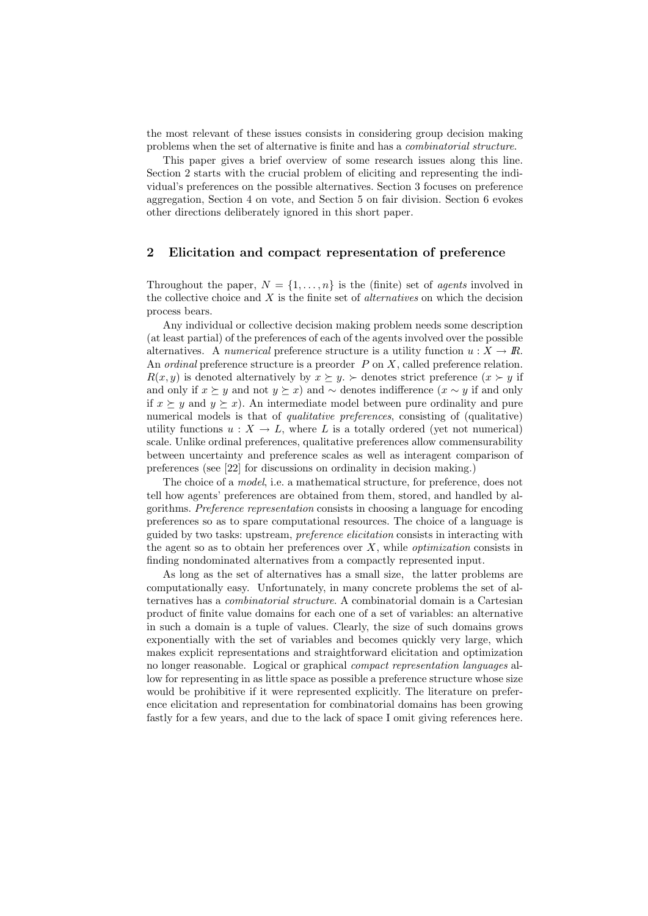the most relevant of these issues consists in considering group decision making problems when the set of alternative is finite and has a *combinatorial structure*.

This paper gives a brief overview of some research issues along this line. Section 2 starts with the crucial problem of eliciting and representing the individual's preferences on the possible alternatives. Section 3 focuses on preference aggregation, Section 4 on vote, and Section 5 on fair division. Section 6 evokes other directions deliberately ignored in this short paper.

## 2 Elicitation and compact representation of preference

Throughout the paper, $N = \{1, \ldots, n\}$ is the (finite) set of *agents* involved in the collective choice and $X$ is the finite set of *alternatives* on which the decision process bears.

Any individual or collective decision making problem needs some description (at least partial) of the preferences of each of the agents involved over the possible alternatives. A *numerical* preference structure is a utility function $u : X \to I\!R$. An *ordinal* preference structure is a preorder $P$ on $X$, called preference relation. $R(x, y)$ is denoted alternatively by $x \succeq y$. $\succ$ denotes strict preference ($x \succ y$ if and only if $x \succeq y$ and not $y \succeq x$) and $\sim$ denotes indifference ($x \sim y$ if and only if $x \succeq y$ and $y \succeq x$). An intermediate model between pure ordinality and pure numerical models is that of *qualitative preferences*, consisting of (qualitative) utility functions $u : X \to L$, where $L$ is a totally ordered (yet not numerical) scale. Unlike ordinal preferences, qualitative preferences allow commensurability between uncertainty and preference scales as well as interagent comparison of preferences (see [22] for discussions on ordinality in decision making.)

The choice of a *model*, i.e. a mathematical structure, for preference, does not tell how agents' preferences are obtained from them, stored, and handled by algorithms. *Preference representation* consists in choosing a language for encoding preferences so as to spare computational resources. The choice of a language is guided by two tasks: upstream, *preference elicitation* consists in interacting with the agent so as to obtain her preferences over $X$, while *optimization* consists in finding nondominated alternatives from a compactly represented input.

As long as the set of alternatives has a small size, the latter problems are computationally easy. Unfortunately, in many concrete problems the set of alternatives has a *combinatorial structure*. A combinatorial domain is a Cartesian product of finite value domains for each one of a set of variables: an alternative in such a domain is a tuple of values. Clearly, the size of such domains grows exponentially with the set of variables and becomes quickly very large, which makes explicit representations and straightforward elicitation and optimization no longer reasonable. Logical or graphical *compact representation languages* allow for representing in as little space as possible a preference structure whose size would be prohibitive if it were represented explicitly. The literature on preference elicitation and representation for combinatorial domains has been growing fastly for a few years, and due to the lack of space I omit giving references here.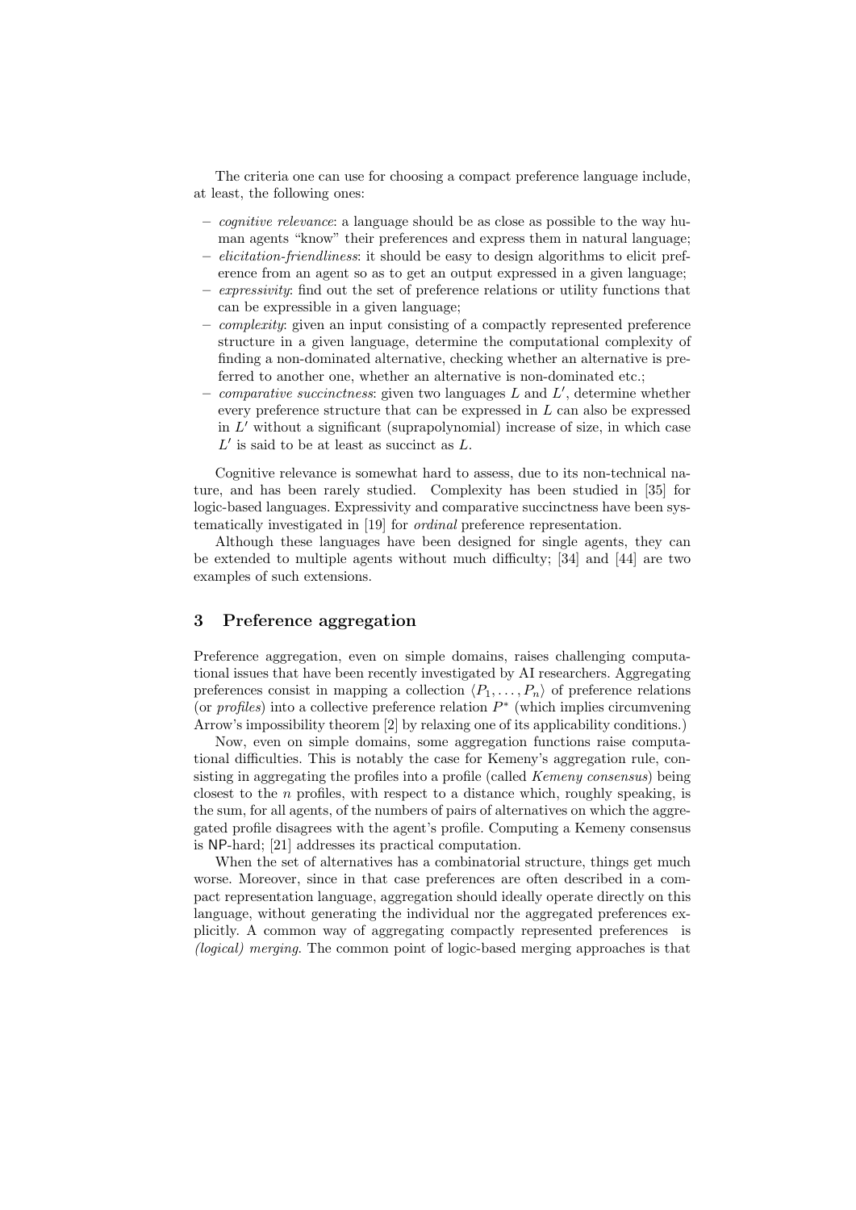The criteria one can use for choosing a compact preference language include, at least, the following ones:

- *cognitive relevance*: a language should be as close as possible to the way human agents "know" their preferences and express them in natural language;
- *elicitation-friendliness*: it should be easy to design algorithms to elicit preference from an agent so as to get an output expressed in a given language;
- *expressivity*: find out the set of preference relations or utility functions that can be expressible in a given language;
- *complexity*: given an input consisting of a compactly represented preference structure in a given language, determine the computational complexity of finding a non-dominated alternative, checking whether an alternative is preferred to another one, whether an alternative is non-dominated etc.;
- *comparative succinctness*: given two languages $L$ and $L'$, determine whether every preference structure that can be expressed in $L$ can also be expressed in $L'$ without a significant (suprapolynomial) increase of size, in which case $L'$ is said to be at least as succinct as $L$.

Cognitive relevance is somewhat hard to assess, due to its non-technical nature, and has been rarely studied. Complexity has been studied in [35] for logic-based languages. Expressivity and comparative succinctness have been systematically investigated in [19] for *ordinal* preference representation.

Although these languages have been designed for single agents, they can be extended to multiple agents without much difficulty; [34] and [44] are two examples of such extensions.

## 3 Preference aggregation

Preference aggregation, even on simple domains, raises challenging computational issues that have been recently investigated by AI researchers. Aggregating preferences consist in mapping a collection $\langle P_1, \ldots, P_n \rangle$ of preference relations (or *profiles*) into a collective preference relation $P^*$ (which implies circumvening Arrow's impossibility theorem [2] by relaxing one of its applicability conditions.)

Now, even on simple domains, some aggregation functions raise computational difficulties. This is notably the case for Kemeny's aggregation rule, consisting in aggregating the profiles into a profile (called *Kemeny consensus*) being closest to the $n$ profiles, with respect to a distance which, roughly speaking, is the sum, for all agents, of the numbers of pairs of alternatives on which the aggregated profile disagrees with the agent's profile. Computing a Kemeny consensus is NP-hard; [21] addresses its practical computation.

When the set of alternatives has a combinatorial structure, things get much worse. Moreover, since in that case preferences are often described in a compact representation language, aggregation should ideally operate directly on this language, without generating the individual nor the aggregated preferences explicitly. A common way of aggregating compactly represented preferences is *(logical) merging*. The common point of logic-based merging approaches is that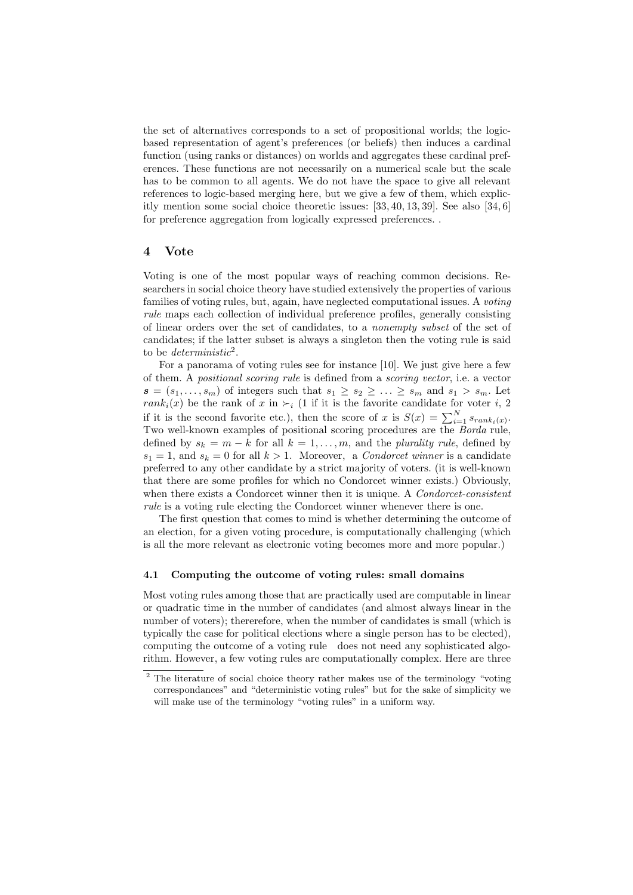the set of alternatives corresponds to a set of propositional worlds; the logic-based representation of agent's preferences (or beliefs) then induces a cardinal function (using ranks or distances) on worlds and aggregates these cardinal preferences. These functions are not necessarily on a numerical scale but the scale has to be common to all agents. We do not have the space to give all relevant references to logic-based merging here, but we give a few of them, which explicitly mention some social choice theoretic issues: [33, 40, 13, 39]. See also [34, 6] for preference aggregation from logically expressed preferences. .

## 4 Vote

Voting is one of the most popular ways of reaching common decisions. Researchers in social choice theory have studied extensively the properties of various families of voting rules, but, again, have neglected computational issues. A *voting rule* maps each collection of individual preference profiles, generally consisting of linear orders over the set of candidates, to a *nonempty subset* of the set of candidates; if the latter subset is always a singleton then the voting rule is said to be *deterministic*[2].

For a panorama of voting rules see for instance [10]. We just give here a few of them. A *positional scoring rule* is defined from a *scoring vector*, i.e. a vector $\boldsymbol{s} = (s_1, \ldots, s_m)$ of integers such that $s_1 \geq s_2 \geq \ldots \geq s_m$ and $s_1 > s_m$. Let $rank_i(x)$ be the rank of $x$ in $\succ_i$ (1 if it is the favorite candidate for voter $i$, 2 if it is the second favorite etc.), then the score of $x$ is $S(x) = \sum_{i=1}^{N} s_{rank_i(x)}$. Two well-known examples of positional scoring procedures are the *Borda* rule, defined by $s_k = m - k$ for all $k = 1, \ldots, m$, and the *plurality rule*, defined by $s_1 = 1$, and $s_k = 0$ for all $k > 1$. Moreover, a *Condorcet winner* is a candidate preferred to any other candidate by a strict majority of voters. (it is well-known that there are some profiles for which no Condorcet winner exists.) Obviously, when there exists a Condorcet winner then it is unique. A *Condorcet-consistent rule* is a voting rule electing the Condorcet winner whenever there is one.

The first question that comes to mind is whether determining the outcome of an election, for a given voting procedure, is computationally challenging (which is all the more relevant as electronic voting becomes more and more popular.)

### 4.1 Computing the outcome of voting rules: small domains

Most voting rules among those that are practically used are computable in linear or quadratic time in the number of candidates (and almost always linear in the number of voters); thererefore, when the number of candidates is small (which is typically the case for political elections where a single person has to be elected), computing the outcome of a voting rule does not need any sophisticated algorithm. However, a few voting rules are computationally complex. Here are three

[2] The literature of social choice theory rather makes use of the terminology "voting correspondances" and "deterministic voting rules" but for the sake of simplicity we will make use of the terminology "voting rules" in a uniform way.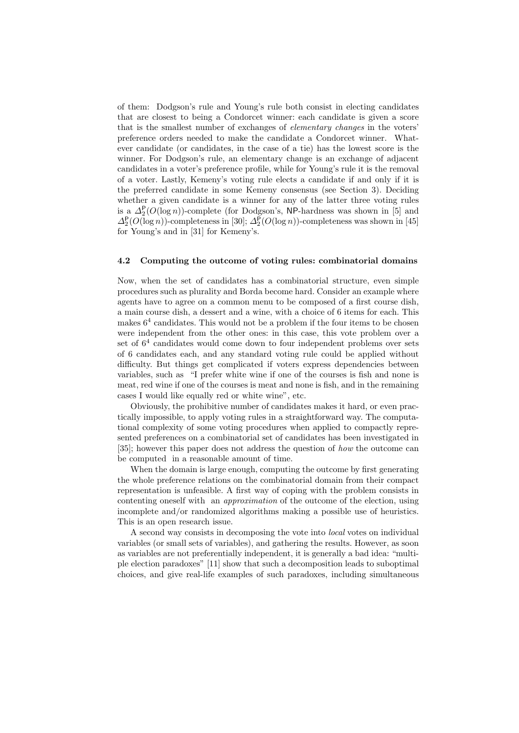of them: Dodgson's rule and Young's rule both consist in electing candidates that are closest to being a Condorcet winner: each candidate is given a score that is the smallest number of exchanges of *elementary changes* in the voters' preference orders needed to make the candidate a Condorcet winner. Whatever candidate (or candidates, in the case of a tie) has the lowest score is the winner. For Dodgson's rule, an elementary change is an exchange of adjacent candidates in a voter's preference profile, while for Young's rule it is the removal of a voter. Lastly, Kemeny's voting rule elects a candidate if and only if it is the preferred candidate in some Kemeny consensus (see Section 3). Deciding whether a given candidate is a winner for any of the latter three voting rules is a $\Delta_2^{\mathsf{P}}(O(\log n))$-complete (for Dodgson's, NP-hardness was shown in [5] and $\Delta_2^{\mathsf{P}}(O(\log n))$-completeness in [30]; $\Delta_2^{\mathsf{P}}(O(\log n))$-completeness was shown in [45] for Young's and in [31] for Kemeny's.

### 4.2 Computing the outcome of voting rules: combinatorial domains

Now, when the set of candidates has a combinatorial structure, even simple procedures such as plurality and Borda become hard. Consider an example where agents have to agree on a common menu to be composed of a first course dish, a main course dish, a dessert and a wine, with a choice of 6 items for each. This makes $6^4$ candidates. This would not be a problem if the four items to be chosen were independent from the other ones: in this case, this vote problem over a set of $6^4$ candidates would come down to four independent problems over sets of 6 candidates each, and any standard voting rule could be applied without difficulty. But things get complicated if voters express dependencies between variables, such as "I prefer white wine if one of the courses is fish and none is meat, red wine if one of the courses is meat and none is fish, and in the remaining cases I would like equally red or white wine", etc.

Obviously, the prohibitive number of candidates makes it hard, or even practically impossible, to apply voting rules in a straightforward way. The computational complexity of some voting procedures when applied to compactly represented preferences on a combinatorial set of candidates has been investigated in [35]; however this paper does not address the question of *how* the outcome can be computed in a reasonable amount of time.

When the domain is large enough, computing the outcome by first generating the whole preference relations on the combinatorial domain from their compact representation is unfeasible. A first way of coping with the problem consists in contenting oneself with an *approximation* of the outcome of the election, using incomplete and/or randomized algorithms making a possible use of heuristics. This is an open research issue.

A second way consists in decomposing the vote into *local* votes on individual variables (or small sets of variables), and gathering the results. However, as soon as variables are not preferentially independent, it is generally a bad idea: "multiple election paradoxes" [11] show that such a decomposition leads to suboptimal choices, and give real-life examples of such paradoxes, including simultaneous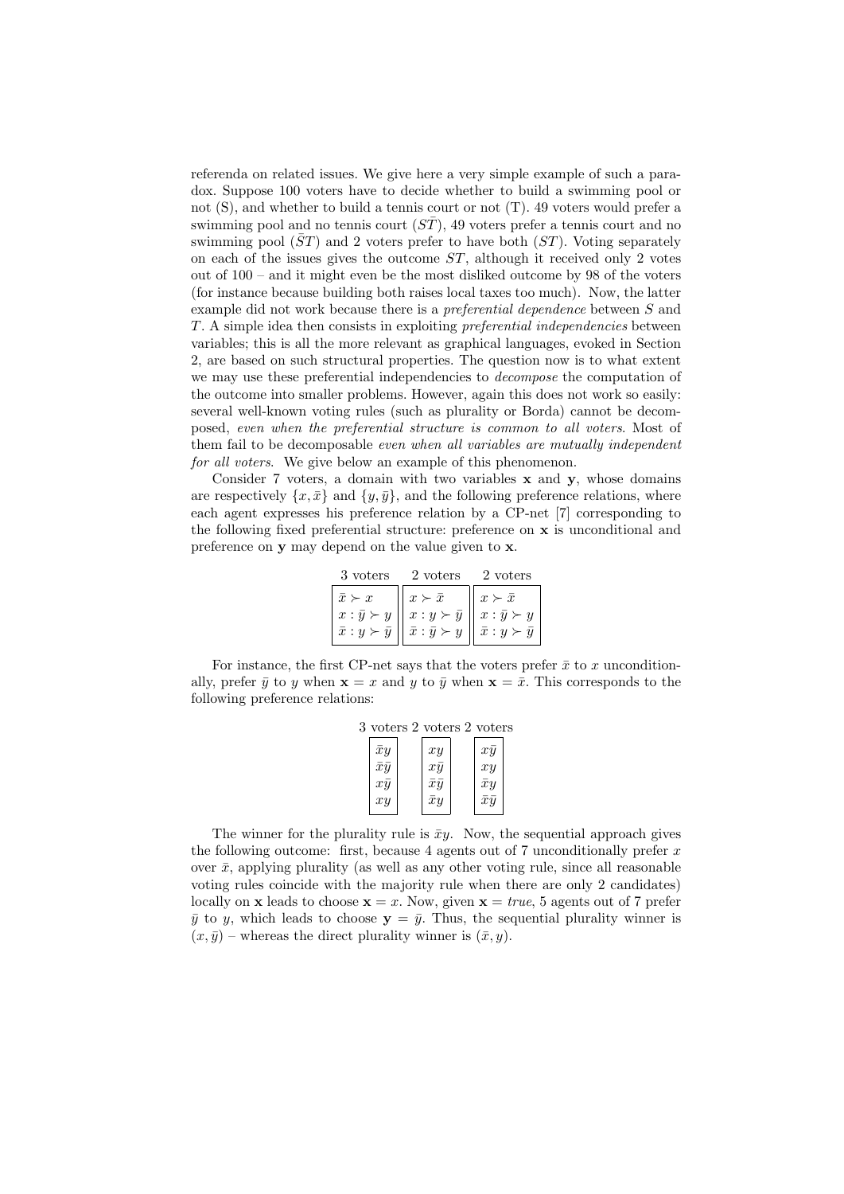referenda on related issues. We give here a very simple example of such a paradox. Suppose 100 voters have to decide whether to build a swimming pool or not (S), and whether to build a tennis court or not (T). 49 voters would prefer a swimming pool and no tennis court ($S\bar{T}$), 49 voters prefer a tennis court and no swimming pool ($\bar{S}T$) and 2 voters prefer to have both ($ST$). Voting separately on each of the issues gives the outcome $ST$, although it received only 2 votes out of 100 – and it might even be the most disliked outcome by 98 of the voters (for instance because building both raises local taxes too much). Now, the latter example did not work because there is a *preferential dependence* between $S$ and $T$. A simple idea then consists in exploiting *preferential independencies* between variables; this is all the more relevant as graphical languages, evoked in Section 2, are based on such structural properties. The question now is to what extent we may use these preferential independencies to *decompose* the computation of the outcome into smaller problems. However, again this does not work so easily: several well-known voting rules (such as plurality or Borda) cannot be decomposed, *even when the preferential structure is common to all voters*. Most of them fail to be decomposable *even when all variables are mutually independent for all voters*. We give below an example of this phenomenon.

Consider 7 voters, a domain with two variables $\mathbf{x}$ and $\mathbf{y}$, whose domains are respectively $\{x, \bar{x}\}$ and $\{y, \bar{y}\}$, and the following preference relations, where each agent expresses his preference relation by a CP-net [7] corresponding to the following fixed preferential structure: preference on $\mathbf{x}$ is unconditional and preference on $\mathbf{y}$ may depend on the value given to $\mathbf{x}$.

| 3 voters | 2 voters | 2 voters |
|---|---|---|
| $\bar{x} \succ x$ | $x \succ \bar{x}$ | $x \succ \bar{x}$ |
| $x : \bar{y} \succ y$ | $x : y \succ \bar{y}$ | $x : \bar{y} \succ y$ |
| $\bar{x} : y \succ \bar{y}$ | $\bar{x} : \bar{y} \succ y$ | $\bar{x} : y \succ \bar{y}$ |

For instance, the first CP-net says that the voters prefer $\bar{x}$ to $x$ unconditionally, prefer $\bar{y}$ to $y$ when $\mathbf{x} = x$ and $y$ to $\bar{y}$ when $\mathbf{x} = \bar{x}$. This corresponds to the following preference relations:

| 3 voters | 2 voters | 2 voters |
|---|---|---|
| $\bar{x}y$ | $xy$ | $x\bar{y}$ |
| $\bar{x}\bar{y}$ | $x\bar{y}$ | $xy$ |
| $x\bar{y}$ | $\bar{x}\bar{y}$ | $\bar{x}y$ |
| $xy$ | $\bar{x}y$ | $\bar{x}\bar{y}$ |

The winner for the plurality rule is $\bar{x}y$. Now, the sequential approach gives the following outcome: first, because 4 agents out of 7 unconditionally prefer $x$ over $\bar{x}$, applying plurality (as well as any other voting rule, since all reasonable voting rules coincide with the majority rule when there are only 2 candidates) locally on $\mathbf{x}$ leads to choose $\mathbf{x} = x$. Now, given $\mathbf{x} = true$, 5 agents out of 7 prefer $\bar{y}$ to $y$, which leads to choose $\mathbf{y} = \bar{y}$. Thus, the sequential plurality winner is $(x, \bar{y})$ – whereas the direct plurality winner is $(\bar{x}, y)$.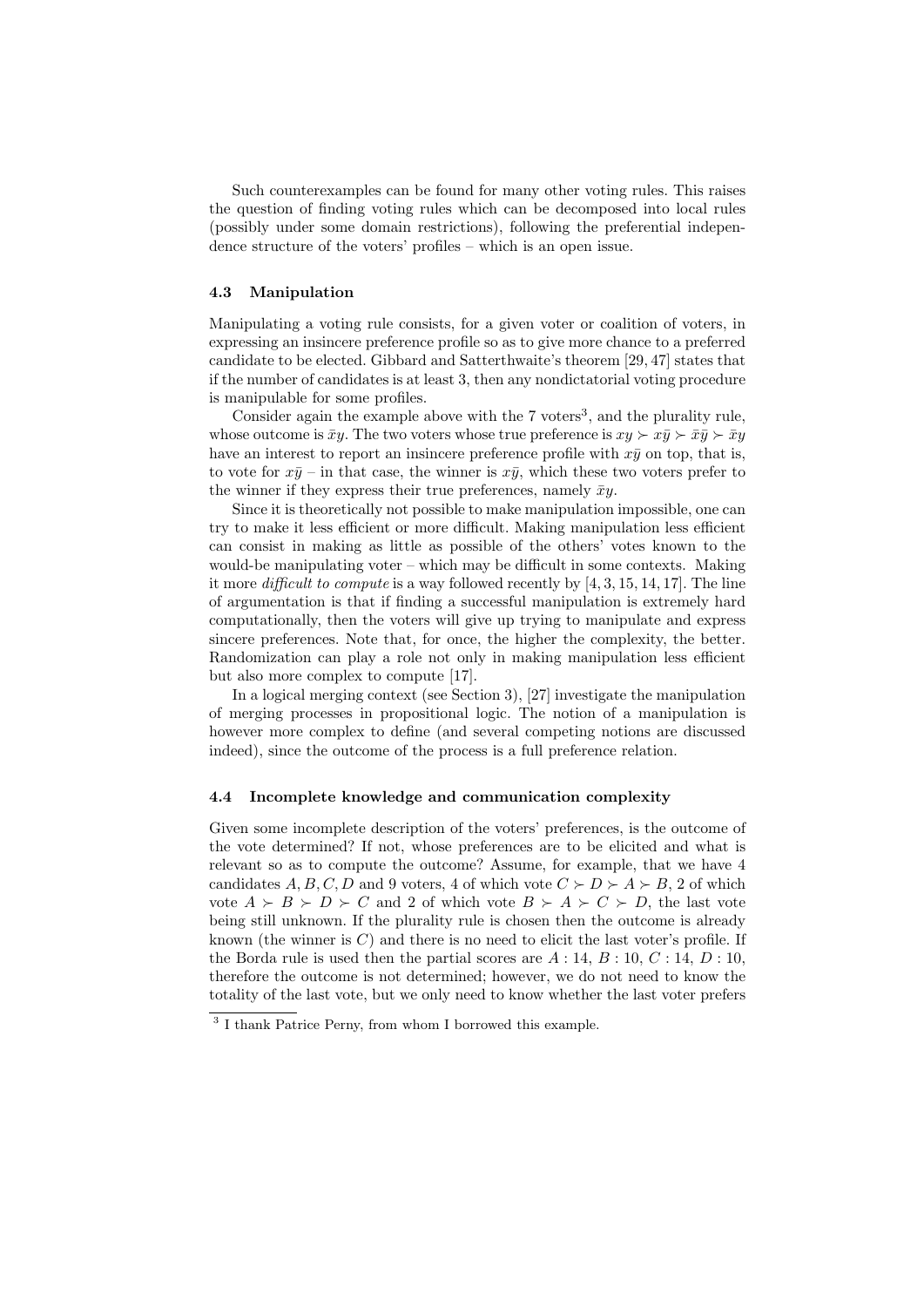Such counterexamples can be found for many other voting rules. This raises the question of finding voting rules which can be decomposed into local rules (possibly under some domain restrictions), following the preferential independence structure of the voters' profiles – which is an open issue.

### 4.3 Manipulation

Manipulating a voting rule consists, for a given voter or coalition of voters, in expressing an insincere preference profile so as to give more chance to a preferred candidate to be elected. Gibbard and Satterthwaite's theorem [29, 47] states that if the number of candidates is at least 3, then any nondictatorial voting procedure is manipulable for some profiles.

Consider again the example above with the 7 voters[3], and the plurality rule, whose outcome is $\bar{x}y$. The two voters whose true preference is $xy \succ x\bar{y} \succ \bar{x}\bar{y} \succ \bar{x}y$ have an interest to report an insincere preference profile with $x\bar{y}$ on top, that is, to vote for $x\bar{y}$ – in that case, the winner is $x\bar{y}$, which these two voters prefer to the winner if they express their true preferences, namely $\bar{x}y$.

Since it is theoretically not possible to make manipulation impossible, one can try to make it less efficient or more difficult. Making manipulation less efficient can consist in making as little as possible of the others' votes known to the would-be manipulating voter – which may be difficult in some contexts. Making it more *difficult to compute* is a way followed recently by [4, 3, 15, 14, 17]. The line of argumentation is that if finding a successful manipulation is extremely hard computationally, then the voters will give up trying to manipulate and express sincere preferences. Note that, for once, the higher the complexity, the better. Randomization can play a role not only in making manipulation less efficient but also more complex to compute [17].

In a logical merging context (see Section 3), [27] investigate the manipulation of merging processes in propositional logic. The notion of a manipulation is however more complex to define (and several competing notions are discussed indeed), since the outcome of the process is a full preference relation.

### 4.4 Incomplete knowledge and communication complexity

Given some incomplete description of the voters' preferences, is the outcome of the vote determined? If not, whose preferences are to be elicited and what is relevant so as to compute the outcome? Assume, for example, that we have 4 candidates $A, B, C, D$ and 9 voters, 4 of which vote $C \succ D \succ A \succ B$, 2 of which vote $A \succ B \succ D \succ C$ and 2 of which vote $B \succ A \succ C \succ D$, the last vote being still unknown. If the plurality rule is chosen then the outcome is already known (the winner is $C$) and there is no need to elicit the last voter's profile. If the Borda rule is used then the partial scores are $A: 14$, $B: 10$, $C: 14$, $D: 10$, therefore the outcome is not determined; however, we do not need to know the totality of the last vote, but we only need to know whether the last voter prefers

[3] I thank Patrice Perny, from whom I borrowed this example.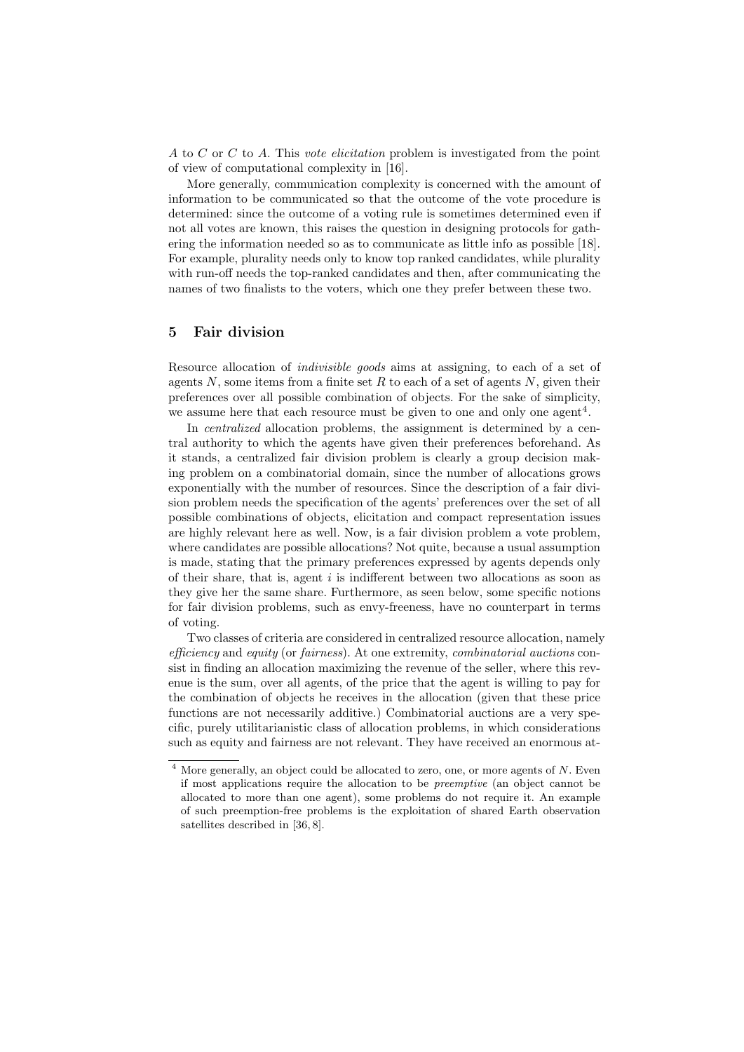*A* to *C* or *C* to *A*. This *vote elicitation* problem is investigated from the point of view of computational complexity in [16].

More generally, communication complexity is concerned with the amount of information to be communicated so that the outcome of the vote procedure is determined: since the outcome of a voting rule is sometimes determined even if not all votes are known, this raises the question in designing protocols for gathering the information needed so as to communicate as little info as possible [18]. For example, plurality needs only to know top ranked candidates, while plurality with run-off needs the top-ranked candidates and then, after communicating the names of two finalists to the voters, which one they prefer between these two.

## 5 Fair division

Resource allocation of *indivisible goods* aims at assigning, to each of a set of agents $N$, some items from a finite set $R$ to each of a set of agents $N$, given their preferences over all possible combination of objects. For the sake of simplicity, we assume here that each resource must be given to one and only one agent[4].

In *centralized* allocation problems, the assignment is determined by a central authority to which the agents have given their preferences beforehand. As it stands, a centralized fair division problem is clearly a group decision making problem on a combinatorial domain, since the number of allocations grows exponentially with the number of resources. Since the description of a fair division problem needs the specification of the agents' preferences over the set of all possible combinations of objects, elicitation and compact representation issues are highly relevant here as well. Now, is a fair division problem a vote problem, where candidates are possible allocations? Not quite, because a usual assumption is made, stating that the primary preferences expressed by agents depends only of their share, that is, agent $i$ is indifferent between two allocations as soon as they give her the same share. Furthermore, as seen below, some specific notions for fair division problems, such as envy-freeness, have no counterpart in terms of voting.

Two classes of criteria are considered in centralized resource allocation, namely *efficiency* and *equity* (or *fairness*). At one extremity, *combinatorial auctions* consist in finding an allocation maximizing the revenue of the seller, where this revenue is the sum, over all agents, of the price that the agent is willing to pay for the combination of objects he receives in the allocation (given that these price functions are not necessarily additive.) Combinatorial auctions are a very specific, purely utilitarianistic class of allocation problems, in which considerations such as equity and fairness are not relevant. They have received an enormous at-

[4] More generally, an object could be allocated to zero, one, or more agents of $N$. Even if most applications require the allocation to be *preemptive* (an object cannot be allocated to more than one agent), some problems do not require it. An example of such preemption-free problems is the exploitation of shared Earth observation satellites described in [36, 8].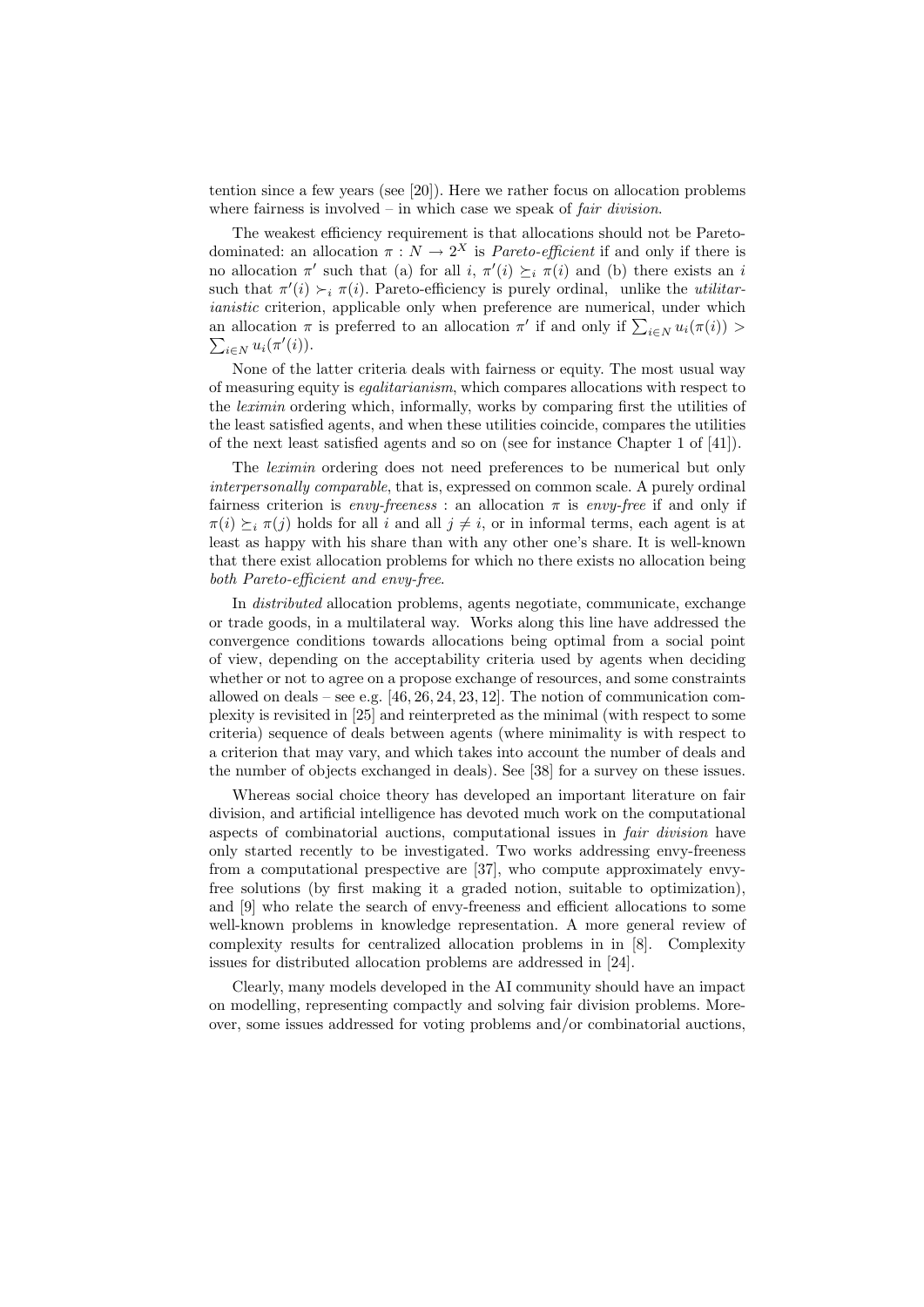tention since a few years (see [20]). Here we rather focus on allocation problems where fairness is involved – in which case we speak of *fair division*.

The weakest efficiency requirement is that allocations should not be Pareto-dominated: an allocation $\pi : N \to 2^X$ is *Pareto-efficient* if and only if there is no allocation $\pi'$ such that (a) for all $i$, $\pi'(i) \succeq_i \pi(i)$ and (b) there exists an $i$ such that $\pi'(i) \succ_i \pi(i)$. Pareto-efficiency is purely ordinal, unlike the *utilitarianistic* criterion, applicable only when preference are numerical, under which an allocation $\pi$ is preferred to an allocation $\pi'$ if and only if $\sum_{i \in N} u_i(\pi(i)) > \sum_{i \in N} u_i(\pi'(i))$.

None of the latter criteria deals with fairness or equity. The most usual way of measuring equity is *egalitarianism*, which compares allocations with respect to the *leximin* ordering which, informally, works by comparing first the utilities of the least satisfied agents, and when these utilities coincide, compares the utilities of the next least satisfied agents and so on (see for instance Chapter 1 of [41]).

The *leximin* ordering does not need preferences to be numerical but only *interpersonally comparable*, that is, expressed on common scale. A purely ordinal fairness criterion is *envy-freeness* : an allocation $\pi$ is *envy-free* if and only if $\pi(i) \succeq_i \pi(j)$ holds for all $i$ and all $j \neq i$, or in informal terms, each agent is at least as happy with his share than with any other one's share. It is well-known that there exist allocation problems for which no there exists no allocation being *both Pareto-efficient and envy-free*.

In *distributed* allocation problems, agents negotiate, communicate, exchange or trade goods, in a multilateral way. Works along this line have addressed the convergence conditions towards allocations being optimal from a social point of view, depending on the acceptability criteria used by agents when deciding whether or not to agree on a propose exchange of resources, and some constraints allowed on deals – see e.g. [46, 26, 24, 23, 12]. The notion of communication complexity is revisited in [25] and reinterpreted as the minimal (with respect to some criteria) sequence of deals between agents (where minimality is with respect to a criterion that may vary, and which takes into account the number of deals and the number of objects exchanged in deals). See [38] for a survey on these issues.

Whereas social choice theory has developed an important literature on fair division, and artificial intelligence has devoted much work on the computational aspects of combinatorial auctions, computational issues in *fair division* have only started recently to be investigated. Two works addressing envy-freeness from a computational prespective are [37], who compute approximately envy-free solutions (by first making it a graded notion, suitable to optimization), and [9] who relate the search of envy-freeness and efficient allocations to some well-known problems in knowledge representation. A more general review of complexity results for centralized allocation problems in in [8]. Complexity issues for distributed allocation problems are addressed in [24].

Clearly, many models developed in the AI community should have an impact on modelling, representing compactly and solving fair division problems. Moreover, some issues addressed for voting problems and/or combinatorial auctions,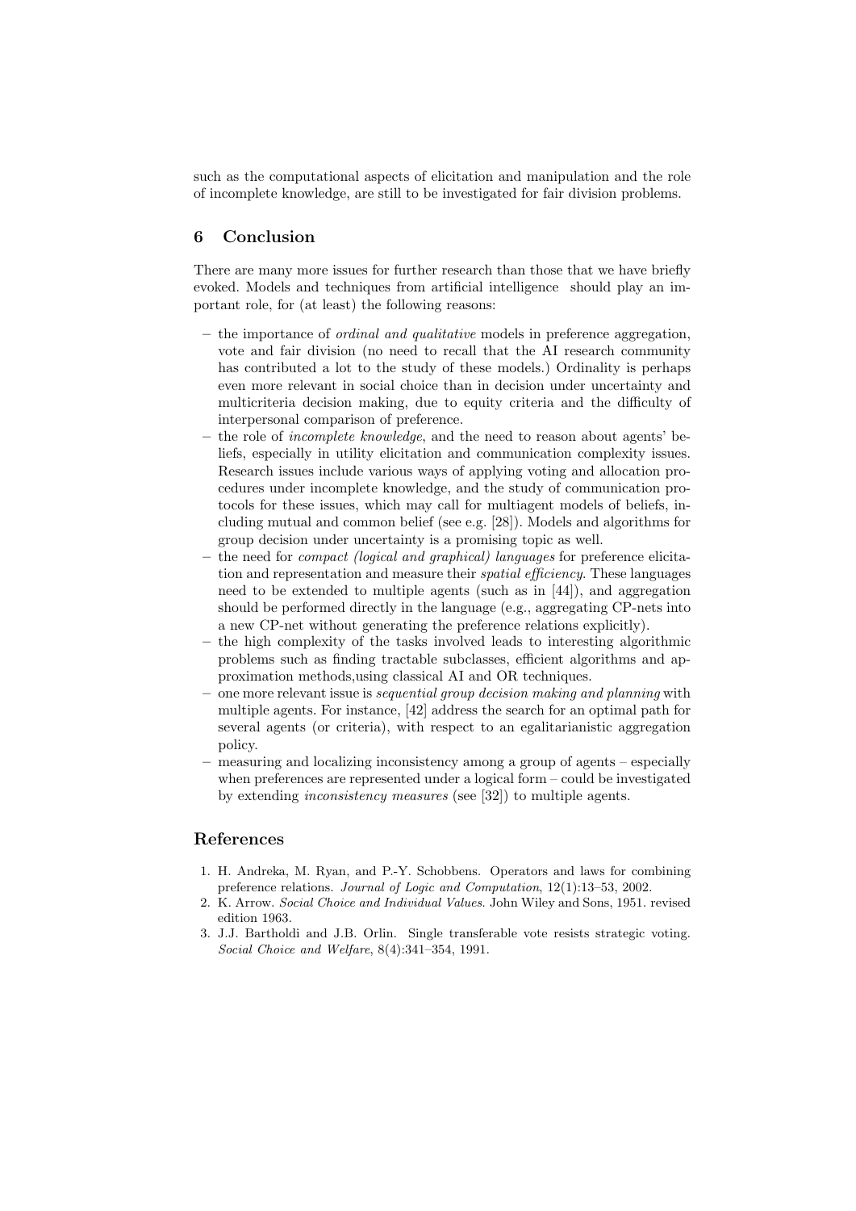such as the computational aspects of elicitation and manipulation and the role of incomplete knowledge, are still to be investigated for fair division problems.

## 6 Conclusion

There are many more issues for further research than those that we have briefly evoked. Models and techniques from artificial intelligence should play an important role, for (at least) the following reasons:

- the importance of *ordinal and qualitative* models in preference aggregation, vote and fair division (no need to recall that the AI research community has contributed a lot to the study of these models.) Ordinality is perhaps even more relevant in social choice than in decision under uncertainty and multicriteria decision making, due to equity criteria and the difficulty of interpersonal comparison of preference.
- the role of *incomplete knowledge*, and the need to reason about agents' beliefs, especially in utility elicitation and communication complexity issues. Research issues include various ways of applying voting and allocation procedures under incomplete knowledge, and the study of communication protocols for these issues, which may call for multiagent models of beliefs, including mutual and common belief (see e.g. [28]). Models and algorithms for group decision under uncertainty is a promising topic as well.
- the need for *compact (logical and graphical) languages* for preference elicitation and representation and measure their *spatial efficiency*. These languages need to be extended to multiple agents (such as in [44]), and aggregation should be performed directly in the language (e.g., aggregating CP-nets into a new CP-net without generating the preference relations explicitly).
- the high complexity of the tasks involved leads to interesting algorithmic problems such as finding tractable subclasses, efficient algorithms and approximation methods,using classical AI and OR techniques.
- one more relevant issue is *sequential group decision making and planning* with multiple agents. For instance, [42] address the search for an optimal path for several agents (or criteria), with respect to an egalitarianistic aggregation policy.
- measuring and localizing inconsistency among a group of agents – especially when preferences are represented under a logical form – could be investigated by extending *inconsistency measures* (see [32]) to multiple agents.

## References

1. H. Andreka, M. Ryan, and P.-Y. Schobbens. Operators and laws for combining preference relations. *Journal of Logic and Computation*, 12(1):13–53, 2002.
2. K. Arrow. *Social Choice and Individual Values*. John Wiley and Sons, 1951. revised edition 1963.
3. J.J. Bartholdi and J.B. Orlin. Single transferable vote resists strategic voting. *Social Choice and Welfare*, 8(4):341–354, 1991.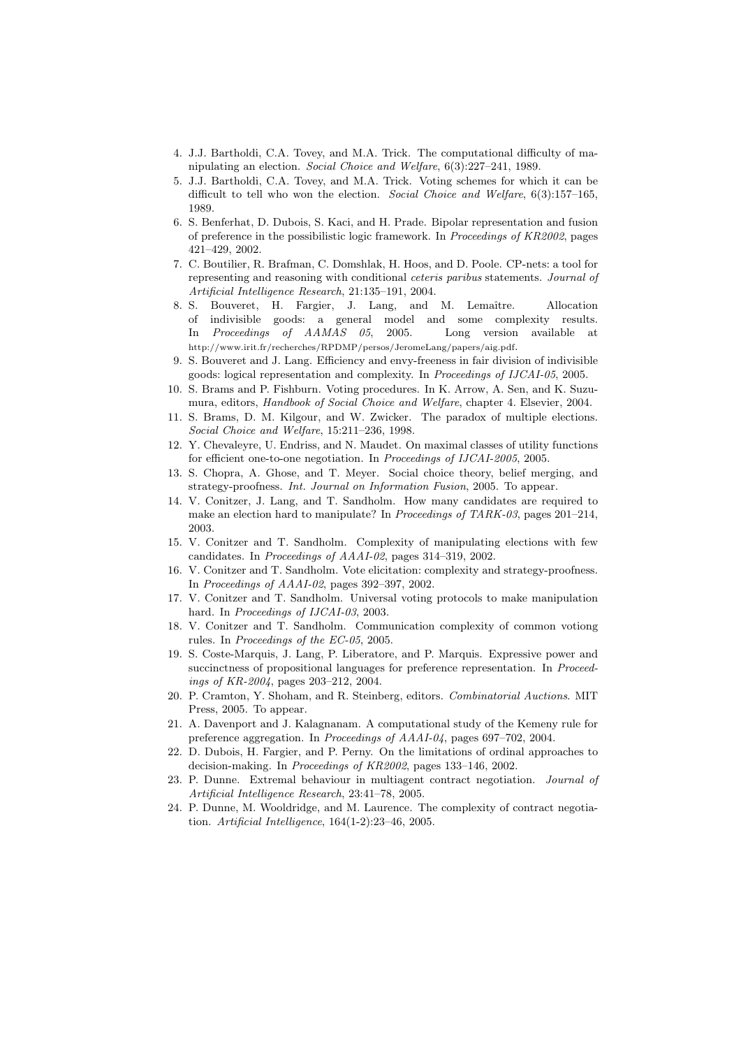4. J.J. Bartholdi, C.A. Tovey, and M.A. Trick. The computational difficulty of manipulating an election. *Social Choice and Welfare*, 6(3):227–241, 1989.
5. J.J. Bartholdi, C.A. Tovey, and M.A. Trick. Voting schemes for which it can be difficult to tell who won the election. *Social Choice and Welfare*, 6(3):157–165, 1989.
6. S. Benferhat, D. Dubois, S. Kaci, and H. Prade. Bipolar representation and fusion of preference in the possibilistic logic framework. In *Proceedings of KR2002*, pages 421–429, 2002.
7. C. Boutilier, R. Brafman, C. Domshlak, H. Hoos, and D. Poole. CP-nets: a tool for representing and reasoning with conditional *ceteris paribus* statements. *Journal of Artificial Intelligence Research*, 21:135–191, 2004.
8. S. Bouveret, H. Fargier, J. Lang, and M. Lemaître. Allocation of indivisible goods: a general model and some complexity results. In *Proceedings of AAMAS 05*, 2005. Long version available at http://www.irit.fr/recherches/RPDMP/persos/JeromeLang/papers/aig.pdf.
9. S. Bouveret and J. Lang. Efficiency and envy-freeness in fair division of indivisible goods: logical representation and complexity. In *Proceedings of IJCAI-05*, 2005.
10. S. Brams and P. Fishburn. Voting procedures. In K. Arrow, A. Sen, and K. Suzumura, editors, *Handbook of Social Choice and Welfare*, chapter 4. Elsevier, 2004.
11. S. Brams, D. M. Kilgour, and W. Zwicker. The paradox of multiple elections. *Social Choice and Welfare*, 15:211–236, 1998.
12. Y. Chevaleyre, U. Endriss, and N. Maudet. On maximal classes of utility functions for efficient one-to-one negotiation. In *Proceedings of IJCAI-2005*, 2005.
13. S. Chopra, A. Ghose, and T. Meyer. Social choice theory, belief merging, and strategy-proofness. *Int. Journal on Information Fusion*, 2005. To appear.
14. V. Conitzer, J. Lang, and T. Sandholm. How many candidates are required to make an election hard to manipulate? In *Proceedings of TARK-03*, pages 201–214, 2003.
15. V. Conitzer and T. Sandholm. Complexity of manipulating elections with few candidates. In *Proceedings of AAAI-02*, pages 314–319, 2002.
16. V. Conitzer and T. Sandholm. Vote elicitation: complexity and strategy-proofness. In *Proceedings of AAAI-02*, pages 392–397, 2002.
17. V. Conitzer and T. Sandholm. Universal voting protocols to make manipulation hard. In *Proceedings of IJCAI-03*, 2003.
18. V. Conitzer and T. Sandholm. Communication complexity of common votiong rules. In *Proceedings of the EC-05*, 2005.
19. S. Coste-Marquis, J. Lang, P. Liberatore, and P. Marquis. Expressive power and succinctness of propositional languages for preference representation. In *Proceedings of KR-2004*, pages 203–212, 2004.
20. P. Cramton, Y. Shoham, and R. Steinberg, editors. *Combinatorial Auctions*. MIT Press, 2005. To appear.
21. A. Davenport and J. Kalagnanam. A computational study of the Kemeny rule for preference aggregation. In *Proceedings of AAAI-04*, pages 697–702, 2004.
22. D. Dubois, H. Fargier, and P. Perny. On the limitations of ordinal approaches to decision-making. In *Proceedings of KR2002*, pages 133–146, 2002.
23. P. Dunne. Extremal behaviour in multiagent contract negotiation. *Journal of Artificial Intelligence Research*, 23:41–78, 2005.
24. P. Dunne, M. Wooldridge, and M. Laurence. The complexity of contract negotiation. *Artificial Intelligence*, 164(1-2):23–46, 2005.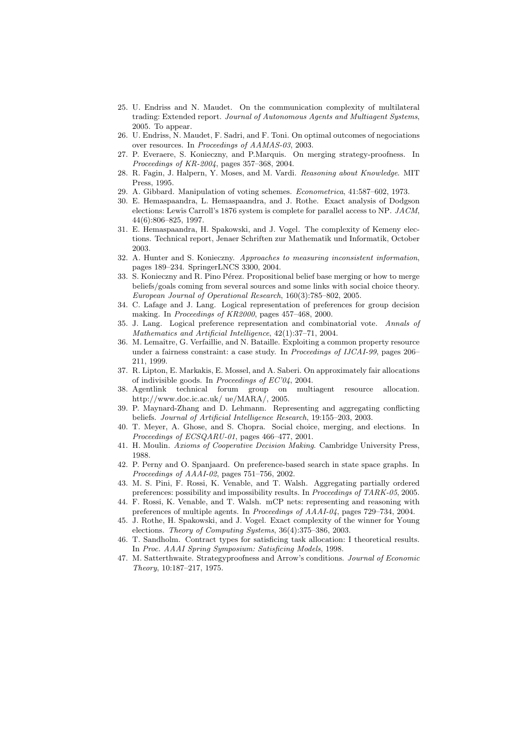25. U. Endriss and N. Maudet. On the communication complexity of multilateral trading: Extended report. *Journal of Autonomous Agents and Multiagent Systems*, 2005. To appear.
26. U. Endriss, N. Maudet, F. Sadri, and F. Toni. On optimal outcomes of negociations over resources. In *Proceedings of AAMAS-03*, 2003.
27. P. Everaere, S. Konieczny, and P.Marquis. On merging strategy-proofness. In *Proceedings of KR-2004*, pages 357–368, 2004.
28. R. Fagin, J. Halpern, Y. Moses, and M. Vardi. *Reasoning about Knowledge*. MIT Press, 1995.
29. A. Gibbard. Manipulation of voting schemes. *Econometrica*, 41:587–602, 1973.
30. E. Hemaspaandra, L. Hemaspaandra, and J. Rothe. Exact analysis of Dodgson elections: Lewis Carroll's 1876 system is complete for parallel access to NP. *JACM*, 44(6):806–825, 1997.
31. E. Hemaspaandra, H. Spakowski, and J. Vogel. The complexity of Kemeny elections. Technical report, Jenaer Schriften zur Mathematik und Informatik, October 2003.
32. A. Hunter and S. Konieczny. *Approaches to measuring inconsistent information*, pages 189–234. SpringerLNCS 3300, 2004.
33. S. Konieczny and R. Pino Pérez. Propositional belief base merging or how to merge beliefs/goals coming from several sources and some links with social choice theory. *European Journal of Operational Research*, 160(3):785–802, 2005.
34. C. Lafage and J. Lang. Logical representation of preferences for group decision making. In *Proceedings of KR2000*, pages 457–468, 2000.
35. J. Lang. Logical preference representation and combinatorial vote. *Annals of Mathematics and Artificial Intelligence*, 42(1):37–71, 2004.
36. M. Lemaître, G. Verfaillie, and N. Bataille. Exploiting a common property resource under a fairness constraint: a case study. In *Proceedings of IJCAI-99*, pages 206–211, 1999.
37. R. Lipton, E. Markakis, E. Mossel, and A. Saberi. On approximately fair allocations of indivisible goods. In *Proceedings of EC'04*, 2004.
38. Agentlink technical forum group on multiagent resource allocation. http://www.doc.ic.ac.uk/ ue/MARA/, 2005.
39. P. Maynard-Zhang and D. Lehmann. Representing and aggregating conflicting beliefs. *Journal of Artificial Intelligence Research*, 19:155–203, 2003.
40. T. Meyer, A. Ghose, and S. Chopra. Social choice, merging, and elections. In *Proceedings of ECSQARU-01*, pages 466–477, 2001.
41. H. Moulin. *Axioms of Cooperative Decision Making*. Cambridge University Press, 1988.
42. P. Perny and O. Spanjaard. On preference-based search in state space graphs. In *Proceedings of AAAI-02*, pages 751–756, 2002.
43. M. S. Pini, F. Rossi, K. Venable, and T. Walsh. Aggregating partially ordered preferences: possibility and impossibility results. In *Proceedings of TARK-05*, 2005.
44. F. Rossi, K. Venable, and T. Walsh. mCP nets: representing and reasoning with preferences of multiple agents. In *Proceedings of AAAI-04*, pages 729–734, 2004.
45. J. Rothe, H. Spakowski, and J. Vogel. Exact complexity of the winner for Young elections. *Theory of Computing Systems*, 36(4):375–386, 2003.
46. T. Sandholm. Contract types for satisficing task allocation: I theoretical results. In *Proc. AAAI Spring Symposium: Satisficing Models*, 1998.
47. M. Satterthwaite. Strategyproofness and Arrow's conditions. *Journal of Economic Theory*, 10:187–217, 1975.